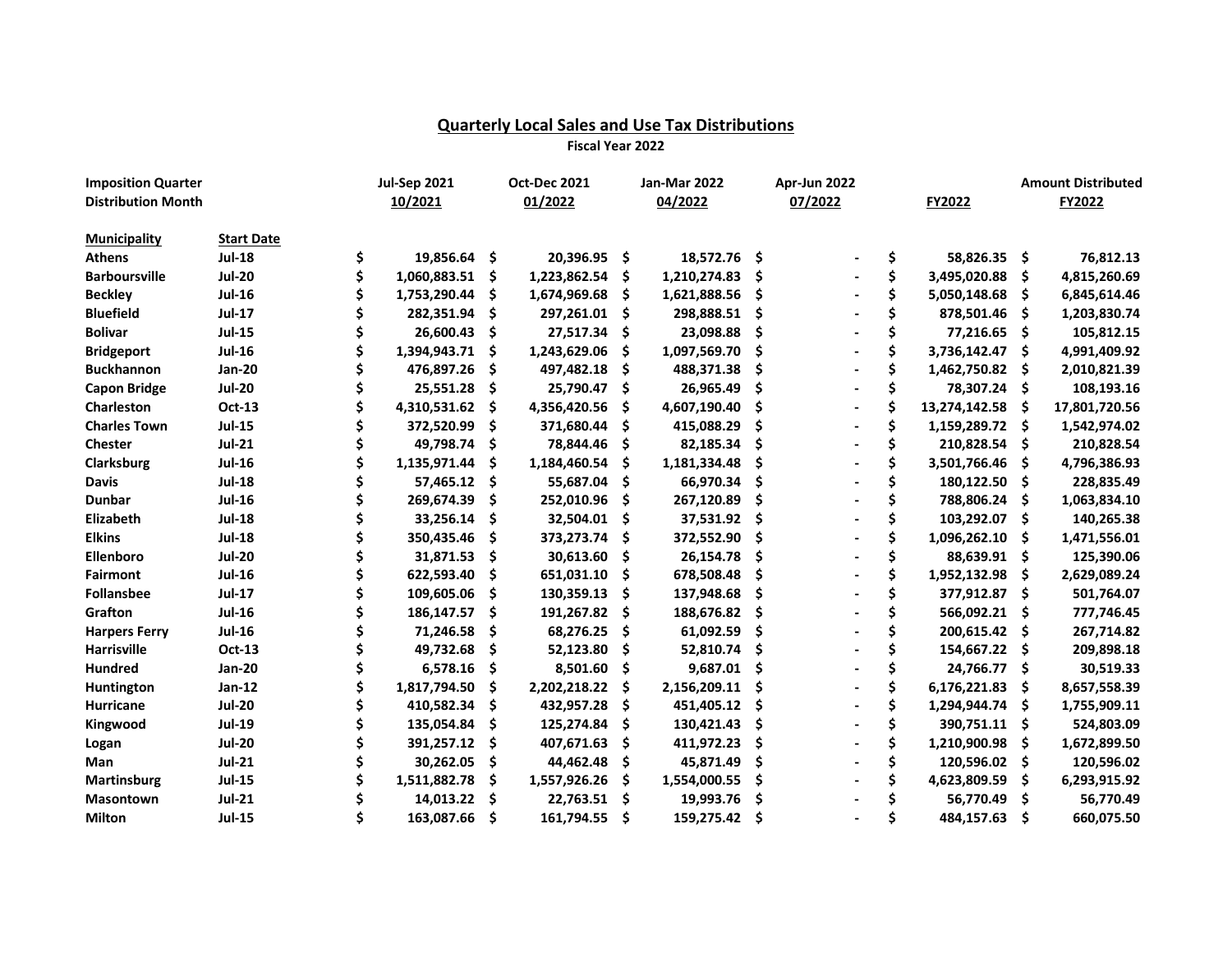## Quarterly Local Sales and Use Tax Distributions

**Fiscal Year 2022**

| **Imposition Quarter** | | Jul-Sep 2021 | Oct-Dec 2021 | Jan-Mar 2022 | Apr-Jun 2022 | | Amount Distributed |
|---|---|---|---|---|---|---|---|
| **Distribution Month** | | 10/2021 | 01/2022 | 04/2022 | 07/2022 | FY2022 | FY2022 |
| **Municipality** | **Start Date** | | | | | | |
| **Athens** | Jul-18 | $ 19,856.64 | $ 20,396.95 | $ 18,572.76 | $ - | $ 58,826.35 | $ 76,812.13 |
| **Barboursville** | Jul-20 | $ 1,060,883.51 | $ 1,223,862.54 | $ 1,210,274.83 | $ - | $ 3,495,020.88 | $ 4,815,260.69 |
| **Beckley** | Jul-16 | $ 1,753,290.44 | $ 1,674,969.68 | $ 1,621,888.56 | $ - | $ 5,050,148.68 | $ 6,845,614.46 |
| **Bluefield** | Jul-17 | $ 282,351.94 | $ 297,261.01 | $ 298,888.51 | $ - | $ 878,501.46 | $ 1,203,830.74 |
| **Bolivar** | Jul-15 | $ 26,600.43 | $ 27,517.34 | $ 23,098.88 | $ - | $ 77,216.65 | $ 105,812.15 |
| **Bridgeport** | Jul-16 | $ 1,394,943.71 | $ 1,243,629.06 | $ 1,097,569.70 | $ - | $ 3,736,142.47 | $ 4,991,409.92 |
| **Buckhannon** | Jan-20 | $ 476,897.26 | $ 497,482.18 | $ 488,371.38 | $ - | $ 1,462,750.82 | $ 2,010,821.39 |
| **Capon Bridge** | Jul-20 | $ 25,551.28 | $ 25,790.47 | $ 26,965.49 | $ - | $ 78,307.24 | $ 108,193.16 |
| **Charleston** | Oct-13 | $ 4,310,531.62 | $ 4,356,420.56 | $ 4,607,190.40 | $ - | $ 13,274,142.58 | $ 17,801,720.56 |
| **Charles Town** | Jul-15 | $ 372,520.99 | $ 371,680.44 | $ 415,088.29 | $ - | $ 1,159,289.72 | $ 1,542,974.02 |
| **Chester** | Jul-21 | $ 49,798.74 | $ 78,844.46 | $ 82,185.34 | $ - | $ 210,828.54 | $ 210,828.54 |
| **Clarksburg** | Jul-16 | $ 1,135,971.44 | $ 1,184,460.54 | $ 1,181,334.48 | $ - | $ 3,501,766.46 | $ 4,796,386.93 |
| **Davis** | Jul-18 | $ 57,465.12 | $ 55,687.04 | $ 66,970.34 | $ - | $ 180,122.50 | $ 228,835.49 |
| **Dunbar** | Jul-16 | $ 269,674.39 | $ 252,010.96 | $ 267,120.89 | $ - | $ 788,806.24 | $ 1,063,834.10 |
| **Elizabeth** | Jul-18 | $ 33,256.14 | $ 32,504.01 | $ 37,531.92 | $ - | $ 103,292.07 | $ 140,265.38 |
| **Elkins** | Jul-18 | $ 350,435.46 | $ 373,273.74 | $ 372,552.90 | $ - | $ 1,096,262.10 | $ 1,471,556.01 |
| **Ellenboro** | Jul-20 | $ 31,871.53 | $ 30,613.60 | $ 26,154.78 | $ - | $ 88,639.91 | $ 125,390.06 |
| **Fairmont** | Jul-16 | $ 622,593.40 | $ 651,031.10 | $ 678,508.48 | $ - | $ 1,952,132.98 | $ 2,629,089.24 |
| **Follansbee** | Jul-17 | $ 109,605.06 | $ 130,359.13 | $ 137,948.68 | $ - | $ 377,912.87 | $ 501,764.07 |
| **Grafton** | Jul-16 | $ 186,147.57 | $ 191,267.82 | $ 188,676.82 | $ - | $ 566,092.21 | $ 777,746.45 |
| **Harpers Ferry** | Jul-16 | $ 71,246.58 | $ 68,276.25 | $ 61,092.59 | $ - | $ 200,615.42 | $ 267,714.82 |
| **Harrisville** | Oct-13 | $ 49,732.68 | $ 52,123.80 | $ 52,810.74 | $ - | $ 154,667.22 | $ 209,898.18 |
| **Hundred** | Jan-20 | $ 6,578.16 | $ 8,501.60 | $ 9,687.01 | $ - | $ 24,766.77 | $ 30,519.33 |
| **Huntington** | Jan-12 | $ 1,817,794.50 | $ 2,202,218.22 | $ 2,156,209.11 | $ - | $ 6,176,221.83 | $ 8,657,558.39 |
| **Hurricane** | Jul-20 | $ 410,582.34 | $ 432,957.28 | $ 451,405.12 | $ - | $ 1,294,944.74 | $ 1,755,909.11 |
| **Kingwood** | Jul-19 | $ 135,054.84 | $ 125,274.84 | $ 130,421.43 | $ - | $ 390,751.11 | $ 524,803.09 |
| **Logan** | Jul-20 | $ 391,257.12 | $ 407,671.63 | $ 411,972.23 | $ - | $ 1,210,900.98 | $ 1,672,899.50 |
| **Man** | Jul-21 | $ 30,262.05 | $ 44,462.48 | $ 45,871.49 | $ - | $ 120,596.02 | $ 120,596.02 |
| **Martinsburg** | Jul-15 | $ 1,511,882.78 | $ 1,557,926.26 | $ 1,554,000.55 | $ - | $ 4,623,809.59 | $ 6,293,915.92 |
| **Masontown** | Jul-21 | $ 14,013.22 | $ 22,763.51 | $ 19,993.76 | $ - | $ 56,770.49 | $ 56,770.49 |
| **Milton** | Jul-15 | $ 163,087.66 | $ 161,794.55 | $ 159,275.42 | $ - | $ 484,157.63 | $ 660,075.50 |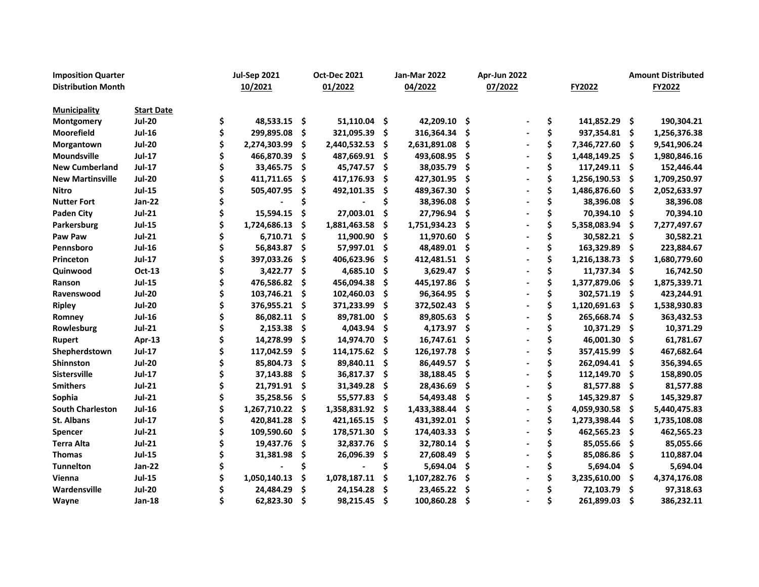| Imposition Quarter | | Jul-Sep 2021 | Oct-Dec 2021 | Jan-Mar 2022 | Apr-Jun 2022 | | Amount Distributed |
|---|---|---|---|---|---|---|---|
| Distribution Month | | 10/2021 | 01/2022 | 04/2022 | 07/2022 | FY2022 | FY2022 |
| **Municipality** | **Start Date** | | | | | | |
| Montgomery | Jul-20 | $ 48,533.15 | $ 51,110.04 | $ 42,209.10 | $ - | $ 141,852.29 | $ 190,304.21 |
| Moorefield | Jul-16 | $ 299,895.08 | $ 321,095.39 | $ 316,364.34 | $ - | $ 937,354.81 | $ 1,256,376.38 |
| Morgantown | Jul-20 | $ 2,274,303.99 | $ 2,440,532.53 | $ 2,631,891.08 | $ - | $ 7,346,727.60 | $ 9,541,906.24 |
| Moundsville | Jul-17 | $ 466,870.39 | $ 487,669.91 | $ 493,608.95 | $ - | $ 1,448,149.25 | $ 1,980,846.16 |
| New Cumberland | Jul-17 | $ 33,465.75 | $ 45,747.57 | $ 38,035.79 | $ - | $ 117,249.11 | $ 152,446.44 |
| New Martinsville | Jul-20 | $ 411,711.65 | $ 417,176.93 | $ 427,301.95 | $ - | $ 1,256,190.53 | $ 1,709,250.97 |
| Nitro | Jul-15 | $ 505,407.95 | $ 492,101.35 | $ 489,367.30 | $ - | $ 1,486,876.60 | $ 2,052,633.97 |
| Nutter Fort | Jan-22 | $ - | $ - | $ 38,396.08 | $ - | $ 38,396.08 | $ 38,396.08 |
| Paden City | Jul-21 | $ 15,594.15 | $ 27,003.01 | $ 27,796.94 | $ - | $ 70,394.10 | $ 70,394.10 |
| Parkersburg | Jul-15 | $ 1,724,686.13 | $ 1,881,463.58 | $ 1,751,934.23 | $ - | $ 5,358,083.94 | $ 7,277,497.67 |
| Paw Paw | Jul-21 | $ 6,710.71 | $ 11,900.90 | $ 11,970.60 | $ - | $ 30,582.21 | $ 30,582.21 |
| Pennsboro | Jul-16 | $ 56,843.87 | $ 57,997.01 | $ 48,489.01 | $ - | $ 163,329.89 | $ 223,884.67 |
| Princeton | Jul-17 | $ 397,033.26 | $ 406,623.96 | $ 412,481.51 | $ - | $ 1,216,138.73 | $ 1,680,779.60 |
| Quinwood | Oct-13 | $ 3,422.77 | $ 4,685.10 | $ 3,629.47 | $ - | $ 11,737.34 | $ 16,742.50 |
| Ranson | Jul-15 | $ 476,586.82 | $ 456,094.38 | $ 445,197.86 | $ - | $ 1,377,879.06 | $ 1,875,339.71 |
| Ravenswood | Jul-20 | $ 103,746.21 | $ 102,460.03 | $ 96,364.95 | $ - | $ 302,571.19 | $ 423,244.91 |
| Ripley | Jul-20 | $ 376,955.21 | $ 371,233.99 | $ 372,502.43 | $ - | $ 1,120,691.63 | $ 1,538,930.83 |
| Romney | Jul-16 | $ 86,082.11 | $ 89,781.00 | $ 89,805.63 | $ - | $ 265,668.74 | $ 363,432.53 |
| Rowlesburg | Jul-21 | $ 2,153.38 | $ 4,043.94 | $ 4,173.97 | $ - | $ 10,371.29 | $ 10,371.29 |
| Rupert | Apr-13 | $ 14,278.99 | $ 14,974.70 | $ 16,747.61 | $ - | $ 46,001.30 | $ 61,781.67 |
| Shepherdstown | Jul-17 | $ 117,042.59 | $ 114,175.62 | $ 126,197.78 | $ - | $ 357,415.99 | $ 467,682.64 |
| Shinnston | Jul-20 | $ 85,804.73 | $ 89,840.11 | $ 86,449.57 | $ - | $ 262,094.41 | $ 356,394.65 |
| Sistersville | Jul-17 | $ 37,143.88 | $ 36,817.37 | $ 38,188.45 | $ - | $ 112,149.70 | $ 158,890.05 |
| Smithers | Jul-21 | $ 21,791.91 | $ 31,349.28 | $ 28,436.69 | $ - | $ 81,577.88 | $ 81,577.88 |
| Sophia | Jul-21 | $ 35,258.56 | $ 55,577.83 | $ 54,493.48 | $ - | $ 145,329.87 | $ 145,329.87 |
| South Charleston | Jul-16 | $ 1,267,710.22 | $ 1,358,831.92 | $ 1,433,388.44 | $ - | $ 4,059,930.58 | $ 5,440,475.83 |
| St. Albans | Jul-17 | $ 420,841.28 | $ 421,165.15 | $ 431,392.01 | $ - | $ 1,273,398.44 | $ 1,735,108.08 |
| Spencer | Jul-21 | $ 109,590.60 | $ 178,571.30 | $ 174,403.33 | $ - | $ 462,565.23 | $ 462,565.23 |
| Terra Alta | Jul-21 | $ 19,437.76 | $ 32,837.76 | $ 32,780.14 | $ - | $ 85,055.66 | $ 85,055.66 |
| Thomas | Jul-15 | $ 31,381.98 | $ 26,096.39 | $ 27,608.49 | $ - | $ 85,086.86 | $ 110,887.04 |
| Tunnelton | Jan-22 | $ - | $ - | $ 5,694.04 | $ - | $ 5,694.04 | $ 5,694.04 |
| Vienna | Jul-15 | $ 1,050,140.13 | $ 1,078,187.11 | $ 1,107,282.76 | $ - | $ 3,235,610.00 | $ 4,374,176.08 |
| Wardensville | Jul-20 | $ 24,484.29 | $ 24,154.28 | $ 23,465.22 | $ - | $ 72,103.79 | $ 97,318.63 |
| Wayne | Jan-18 | $ 62,823.30 | $ 98,215.45 | $ 100,860.28 | $ - | $ 261,899.03 | $ 386,232.11 |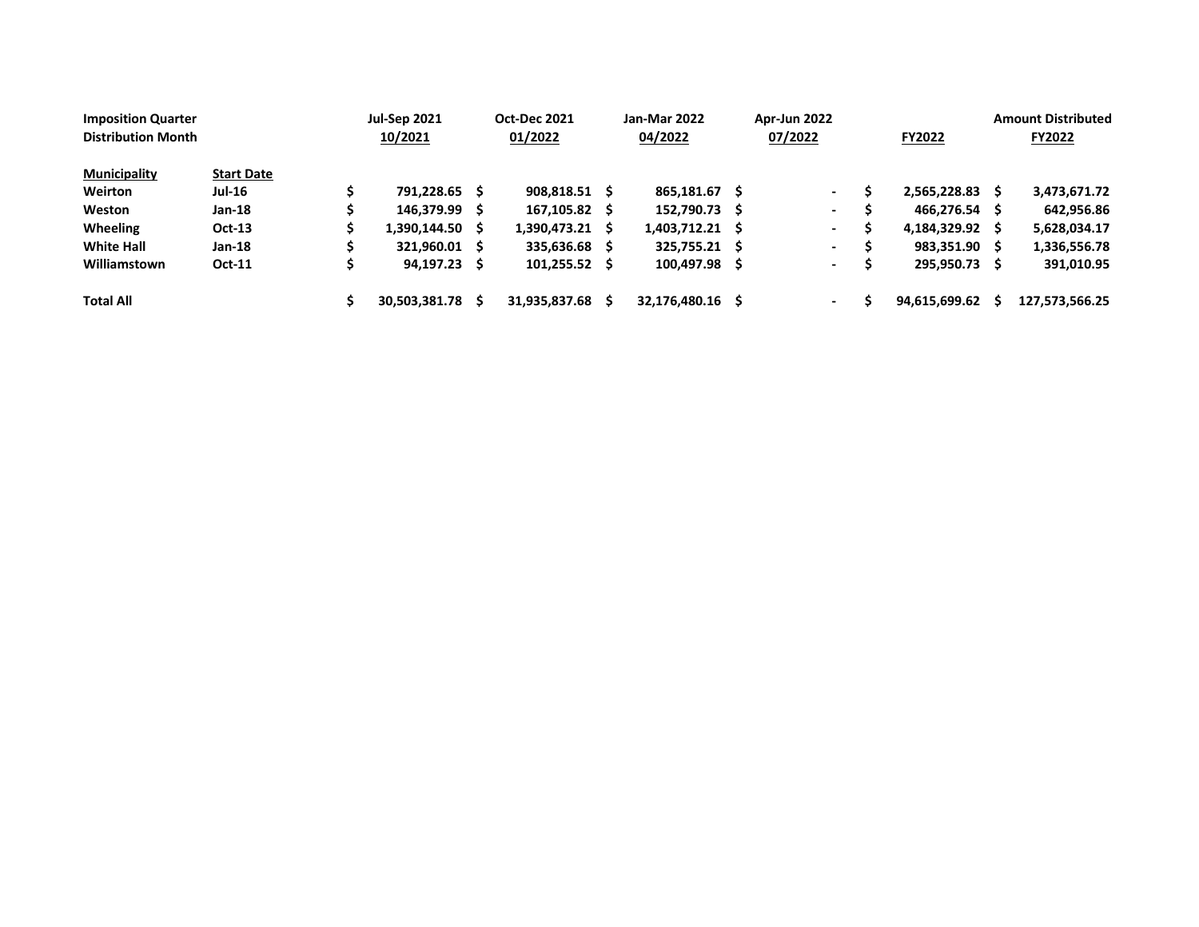| Imposition Quarter | | Jul-Sep 2021 | Oct-Dec 2021 | Jan-Mar 2022 | Apr-Jun 2022 | | Amount Distributed |
|---|---|---|---|---|---|---|---|
| Distribution Month | | 10/2021 | 01/2022 | 04/2022 | 07/2022 | FY2022 | FY2022 |
| **Municipality** | **Start Date** | | | | | | |
| Weirton | Jul-16 | $ 791,228.65 | $ 908,818.51 | $ 865,181.67 | $ - | $ 2,565,228.83 | $ 3,473,671.72 |
| Weston | Jan-18 | $ 146,379.99 | $ 167,105.82 | $ 152,790.73 | $ - | $ 466,276.54 | $ 642,956.86 |
| Wheeling | Oct-13 | $ 1,390,144.50 | $ 1,390,473.21 | $ 1,403,712.21 | $ - | $ 4,184,329.92 | $ 5,628,034.17 |
| White Hall | Jan-18 | $ 321,960.01 | $ 335,636.68 | $ 325,755.21 | $ - | $ 983,351.90 | $ 1,336,556.78 |
| Williamstown | Oct-11 | $ 94,197.23 | $ 101,255.52 | $ 100,497.98 | $ - | $ 295,950.73 | $ 391,010.95 |
| **Total All** | | $ 30,503,381.78 | $ 31,935,837.68 | $ 32,176,480.16 | $ - | $ 94,615,699.62 | $ 127,573,566.25 |